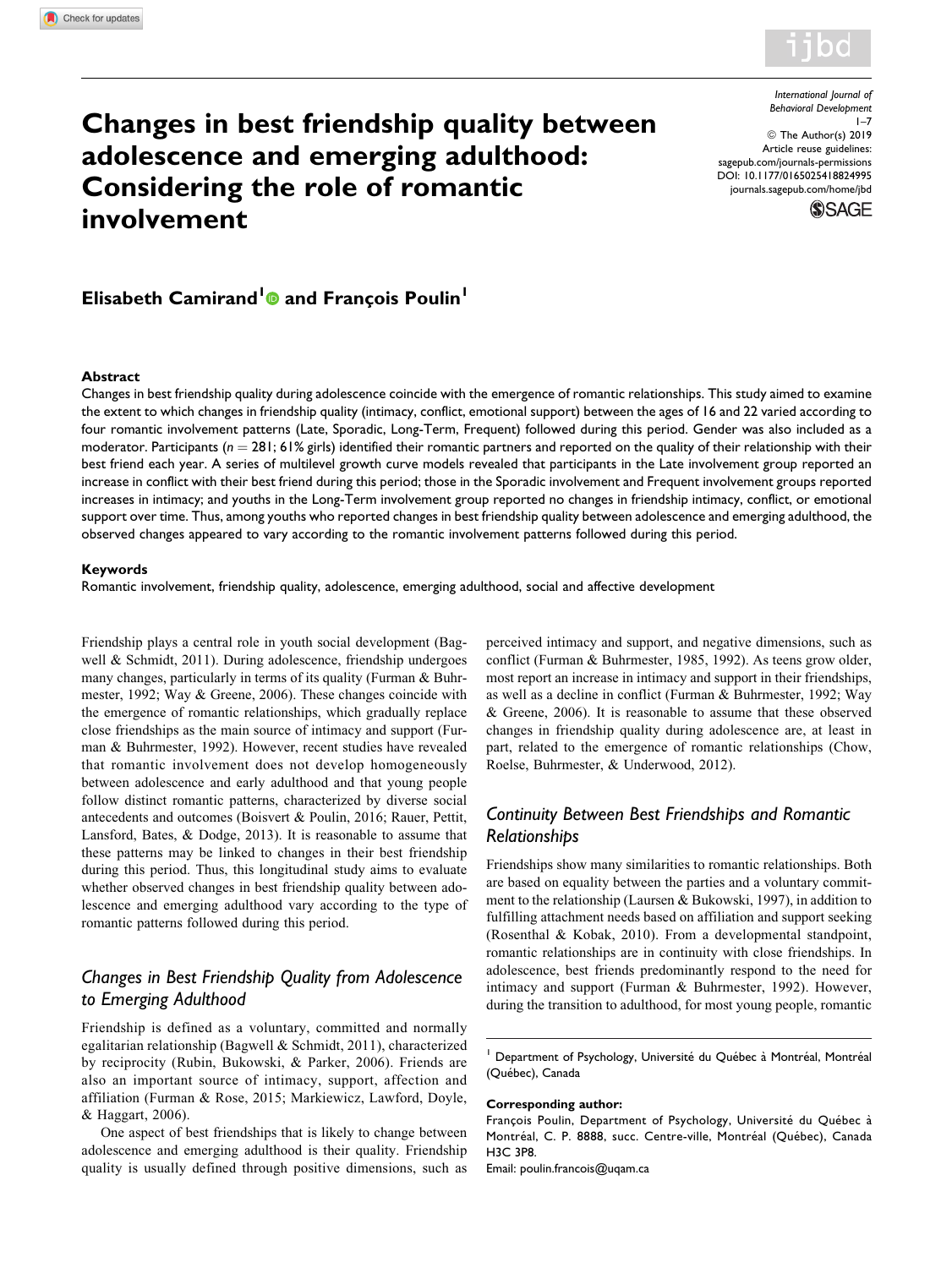# Changes in best friendship quality between adolescence and emerging adulthood: Considering the role of romantic involvement

International Journal of Behavioral Development
1–7
© The Author(s) 2019
Article reuse guidelines: sagepub.com/journals-permissions
DOI: 10.1177/0165025418824995
journals.sagepub.com/home/jbd

**Elisabeth Camirand[1] and François Poulin[1]**

### Abstract

Changes in best friendship quality during adolescence coincide with the emergence of romantic relationships. This study aimed to examine the extent to which changes in friendship quality (intimacy, conflict, emotional support) between the ages of 16 and 22 varied according to four romantic involvement patterns (Late, Sporadic, Long-Term, Frequent) followed during this period. Gender was also included as a moderator. Participants ($n = 281$; 61% girls) identified their romantic partners and reported on the quality of their relationship with their best friend each year. A series of multilevel growth curve models revealed that participants in the Late involvement group reported an increase in conflict with their best friend during this period; those in the Sporadic involvement and Frequent involvement groups reported increases in intimacy; and youths in the Long-Term involvement group reported no changes in friendship intimacy, conflict, or emotional support over time. Thus, among youths who reported changes in best friendship quality between adolescence and emerging adulthood, the observed changes appeared to vary according to the romantic involvement patterns followed during this period.

### Keywords

Romantic involvement, friendship quality, adolescence, emerging adulthood, social and affective development

Friendship plays a central role in youth social development (Bagwell & Schmidt, 2011). During adolescence, friendship undergoes many changes, particularly in terms of its quality (Furman & Buhrmester, 1992; Way & Greene, 2006). These changes coincide with the emergence of romantic relationships, which gradually replace close friendships as the main source of intimacy and support (Furman & Buhrmester, 1992). However, recent studies have revealed that romantic involvement does not develop homogeneously between adolescence and early adulthood and that young people follow distinct romantic patterns, characterized by diverse social antecedents and outcomes (Boisvert & Poulin, 2016; Rauer, Pettit, Lansford, Bates, & Dodge, 2013). It is reasonable to assume that these patterns may be linked to changes in their best friendship during this period. Thus, this longitudinal study aims to evaluate whether observed changes in best friendship quality between adolescence and emerging adulthood vary according to the type of romantic patterns followed during this period.

## *Changes in Best Friendship Quality from Adolescence to Emerging Adulthood*

Friendship is defined as a voluntary, committed and normally egalitarian relationship (Bagwell & Schmidt, 2011), characterized by reciprocity (Rubin, Bukowski, & Parker, 2006). Friends are also an important source of intimacy, support, affection and affiliation (Furman & Rose, 2015; Markiewicz, Lawford, Doyle, & Haggart, 2006).

One aspect of best friendships that is likely to change between adolescence and emerging adulthood is their quality. Friendship quality is usually defined through positive dimensions, such as perceived intimacy and support, and negative dimensions, such as conflict (Furman & Buhrmester, 1985, 1992). As teens grow older, most report an increase in intimacy and support in their friendships, as well as a decline in conflict (Furman & Buhrmester, 1992; Way & Greene, 2006). It is reasonable to assume that these observed changes in friendship quality during adolescence are, at least in part, related to the emergence of romantic relationships (Chow, Roelse, Buhrmester, & Underwood, 2012).

## *Continuity Between Best Friendships and Romantic Relationships*

Friendships show many similarities to romantic relationships. Both are based on equality between the parties and a voluntary commitment to the relationship (Laursen & Bukowski, 1997), in addition to fulfilling attachment needs based on affiliation and support seeking (Rosenthal & Kobak, 2010). From a developmental standpoint, romantic relationships are in continuity with close friendships. In adolescence, best friends predominantly respond to the need for intimacy and support (Furman & Buhrmester, 1992). However, during the transition to adulthood, for most young people, romantic

[1] Department of Psychology, Université du Québec à Montréal, Montréal (Québec), Canada

**Corresponding author:**
François Poulin, Department of Psychology, Université du Québec à Montréal, C. P. 8888, succ. Centre-ville, Montréal (Québec), Canada H3C 3P8.
Email: poulin.francois@uqam.ca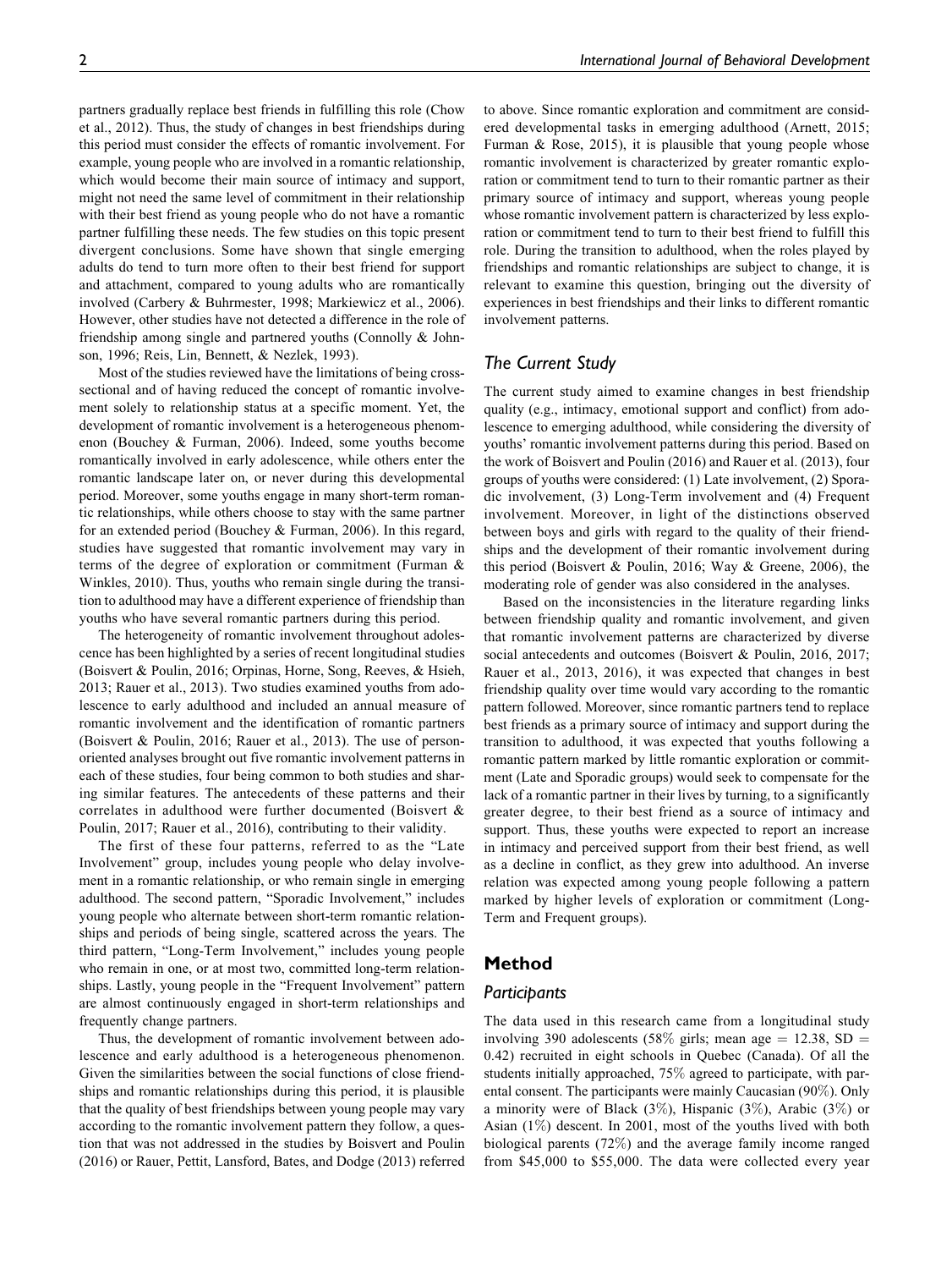partners gradually replace best friends in fulfilling this role (Chow et al., 2012). Thus, the study of changes in best friendships during this period must consider the effects of romantic involvement. For example, young people who are involved in a romantic relationship, which would become their main source of intimacy and support, might not need the same level of commitment in their relationship with their best friend as young people who do not have a romantic partner fulfilling these needs. The few studies on this topic present divergent conclusions. Some have shown that single emerging adults do tend to turn more often to their best friend for support and attachment, compared to young adults who are romantically involved (Carbery & Buhrmester, 1998; Markiewicz et al., 2006). However, other studies have not detected a difference in the role of friendship among single and partnered youths (Connolly & Johnson, 1996; Reis, Lin, Bennett, & Nezlek, 1993).

Most of the studies reviewed have the limitations of being cross-sectional and of having reduced the concept of romantic involvement solely to relationship status at a specific moment. Yet, the development of romantic involvement is a heterogeneous phenomenon (Bouchey & Furman, 2006). Indeed, some youths become romantically involved in early adolescence, while others enter the romantic landscape later on, or never during this developmental period. Moreover, some youths engage in many short-term romantic relationships, while others choose to stay with the same partner for an extended period (Bouchey & Furman, 2006). In this regard, studies have suggested that romantic involvement may vary in terms of the degree of exploration or commitment (Furman & Winkles, 2010). Thus, youths who remain single during the transition to adulthood may have a different experience of friendship than youths who have several romantic partners during this period.

The heterogeneity of romantic involvement throughout adolescence has been highlighted by a series of recent longitudinal studies (Boisvert & Poulin, 2016; Orpinas, Horne, Song, Reeves, & Hsieh, 2013; Rauer et al., 2013). Two studies examined youths from adolescence to early adulthood and included an annual measure of romantic involvement and the identification of romantic partners (Boisvert & Poulin, 2016; Rauer et al., 2013). The use of person-oriented analyses brought out five romantic involvement patterns in each of these studies, four being common to both studies and sharing similar features. The antecedents of these patterns and their correlates in adulthood were further documented (Boisvert & Poulin, 2017; Rauer et al., 2016), contributing to their validity.

The first of these four patterns, referred to as the "Late Involvement" group, includes young people who delay involvement in a romantic relationship, or who remain single in emerging adulthood. The second pattern, "Sporadic Involvement," includes young people who alternate between short-term romantic relationships and periods of being single, scattered across the years. The third pattern, "Long-Term Involvement," includes young people who remain in one, or at most two, committed long-term relationships. Lastly, young people in the "Frequent Involvement" pattern are almost continuously engaged in short-term relationships and frequently change partners.

Thus, the development of romantic involvement between adolescence and early adulthood is a heterogeneous phenomenon. Given the similarities between the social functions of close friendships and romantic relationships during this period, it is plausible that the quality of best friendships between young people may vary according to the romantic involvement pattern they follow, a question that was not addressed in the studies by Boisvert and Poulin (2016) or Rauer, Pettit, Lansford, Bates, and Dodge (2013) referred to above. Since romantic exploration and commitment are considered developmental tasks in emerging adulthood (Arnett, 2015; Furman & Rose, 2015), it is plausible that young people whose romantic involvement is characterized by greater romantic exploration or commitment tend to turn to their romantic partner as their primary source of intimacy and support, whereas young people whose romantic involvement pattern is characterized by less exploration or commitment tend to turn to their best friend to fulfill this role. During the transition to adulthood, when the roles played by friendships and romantic relationships are subject to change, it is relevant to examine this question, bringing out the diversity of experiences in best friendships and their links to different romantic involvement patterns.

## *The Current Study*

The current study aimed to examine changes in best friendship quality (e.g., intimacy, emotional support and conflict) from adolescence to emerging adulthood, while considering the diversity of youths' romantic involvement patterns during this period. Based on the work of Boisvert and Poulin (2016) and Rauer et al. (2013), four groups of youths were considered: (1) Late involvement, (2) Sporadic involvement, (3) Long-Term involvement and (4) Frequent involvement. Moreover, in light of the distinctions observed between boys and girls with regard to the quality of their friendships and the development of their romantic involvement during this period (Boisvert & Poulin, 2016; Way & Greene, 2006), the moderating role of gender was also considered in the analyses.

Based on the inconsistencies in the literature regarding links between friendship quality and romantic involvement, and given that romantic involvement patterns are characterized by diverse social antecedents and outcomes (Boisvert & Poulin, 2016, 2017; Rauer et al., 2013, 2016), it was expected that changes in best friendship quality over time would vary according to the romantic pattern followed. Moreover, since romantic partners tend to replace best friends as a primary source of intimacy and support during the transition to adulthood, it was expected that youths following a romantic pattern marked by little romantic exploration or commitment (Late and Sporadic groups) would seek to compensate for the lack of a romantic partner in their lives by turning, to a significantly greater degree, to their best friend as a source of intimacy and support. Thus, these youths were expected to report an increase in intimacy and perceived support from their best friend, as well as a decline in conflict, as they grew into adulthood. An inverse relation was expected among young people following a pattern marked by higher levels of exploration or commitment (Long-Term and Frequent groups).

# Method

## *Participants*

The data used in this research came from a longitudinal study involving 390 adolescents (58% girls; mean age = 12.38, SD = 0.42) recruited in eight schools in Quebec (Canada). Of all the students initially approached, 75% agreed to participate, with parental consent. The participants were mainly Caucasian (90%). Only a minority were of Black (3%), Hispanic (3%), Arabic (3%) or Asian (1%) descent. In 2001, most of the youths lived with both biological parents (72%) and the average family income ranged from $45,000 to $55,000. The data were collected every year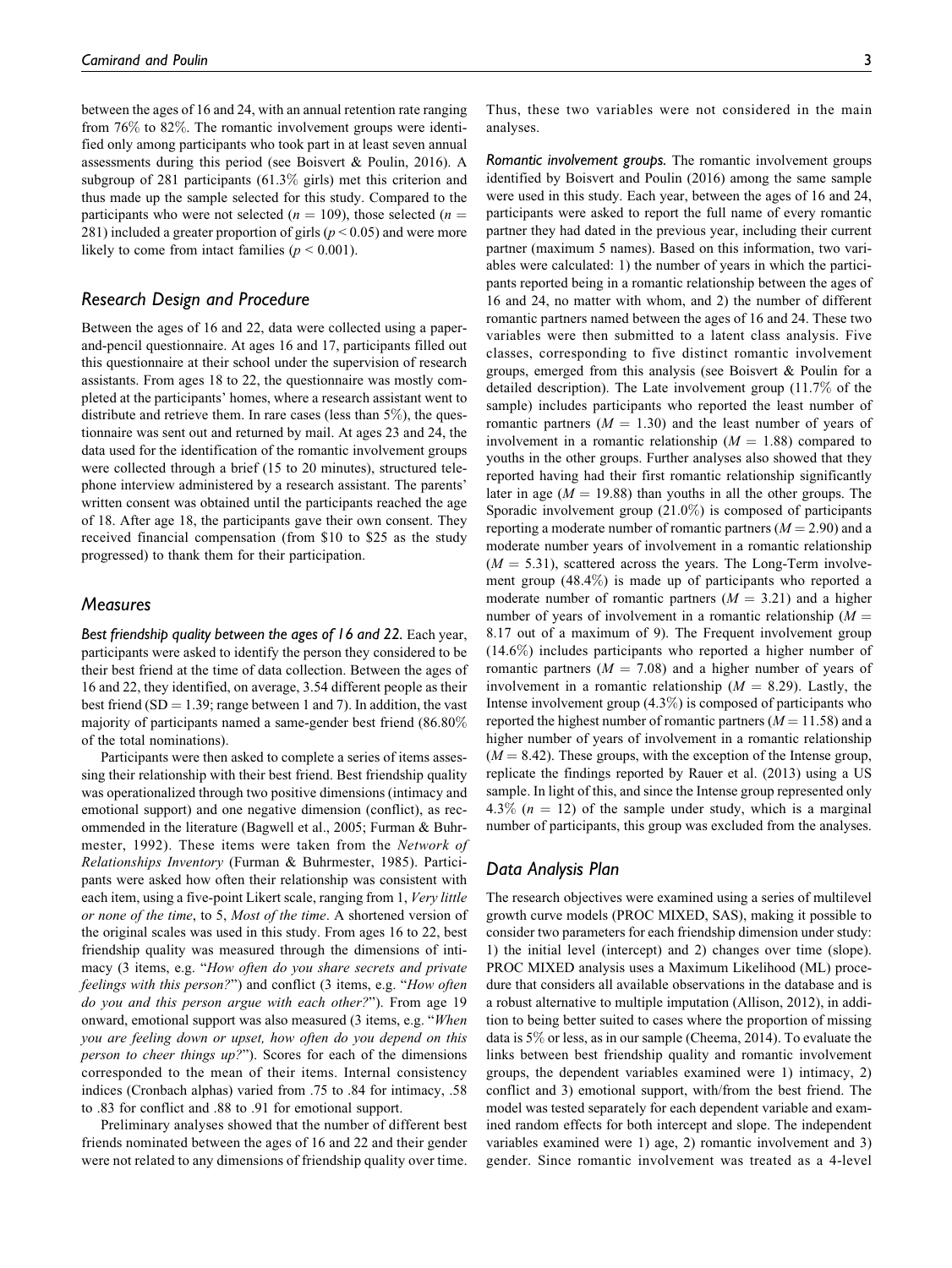between the ages of 16 and 24, with an annual retention rate ranging from 76% to 82%. The romantic involvement groups were identified only among participants who took part in at least seven annual assessments during this period (see Boisvert & Poulin, 2016). A subgroup of 281 participants (61.3% girls) met this criterion and thus made up the sample selected for this study. Compared to the participants who were not selected ($n = 109$), those selected ($n = 281$) included a greater proportion of girls ($p < 0.05$) and were more likely to come from intact families ($p < 0.001$).

## Research Design and Procedure

Between the ages of 16 and 22, data were collected using a paper-and-pencil questionnaire. At ages 16 and 17, participants filled out this questionnaire at their school under the supervision of research assistants. From ages 18 to 22, the questionnaire was mostly completed at the participants' homes, where a research assistant went to distribute and retrieve them. In rare cases (less than 5%), the questionnaire was sent out and returned by mail. At ages 23 and 24, the data used for the identification of the romantic involvement groups were collected through a brief (15 to 20 minutes), structured telephone interview administered by a research assistant. The parents' written consent was obtained until the participants reached the age of 18. After age 18, the participants gave their own consent. They received financial compensation (from $10 to $25 as the study progressed) to thank them for their participation.

## Measures

***Best friendship quality between the ages of 16 and 22.*** Each year, participants were asked to identify the person they considered to be their best friend at the time of data collection. Between the ages of 16 and 22, they identified, on average, 3.54 different people as their best friend (SD = 1.39; range between 1 and 7). In addition, the vast majority of participants named a same-gender best friend (86.80% of the total nominations).

Participants were then asked to complete a series of items assessing their relationship with their best friend. Best friendship quality was operationalized through two positive dimensions (intimacy and emotional support) and one negative dimension (conflict), as recommended in the literature (Bagwell et al., 2005; Furman & Buhrmester, 1992). These items were taken from the *Network of Relationships Inventory* (Furman & Buhrmester, 1985). Participants were asked how often their relationship was consistent with each item, using a five-point Likert scale, ranging from 1, *Very little or none of the time*, to 5, *Most of the time*. A shortened version of the original scales was used in this study. From ages 16 to 22, best friendship quality was measured through the dimensions of intimacy (3 items, e.g. "*How often do you share secrets and private feelings with this person?*") and conflict (3 items, e.g. "*How often do you and this person argue with each other?*"). From age 19 onward, emotional support was also measured (3 items, e.g. "*When you are feeling down or upset, how often do you depend on this person to cheer things up?*"). Scores for each of the dimensions corresponded to the mean of their items. Internal consistency indices (Cronbach alphas) varied from .75 to .84 for intimacy, .58 to .83 for conflict and .88 to .91 for emotional support.

Preliminary analyses showed that the number of different best friends nominated between the ages of 16 and 22 and their gender were not related to any dimensions of friendship quality over time. Thus, these two variables were not considered in the main analyses.

***Romantic involvement groups.*** The romantic involvement groups identified by Boisvert and Poulin (2016) among the same sample were used in this study. Each year, between the ages of 16 and 24, participants were asked to report the full name of every romantic partner they had dated in the previous year, including their current partner (maximum 5 names). Based on this information, two variables were calculated: 1) the number of years in which the participants reported being in a romantic relationship between the ages of 16 and 24, no matter with whom, and 2) the number of different romantic partners named between the ages of 16 and 24. These two variables were then submitted to a latent class analysis. Five classes, corresponding to five distinct romantic involvement groups, emerged from this analysis (see Boisvert & Poulin for a detailed description). The Late involvement group (11.7% of the sample) includes participants who reported the least number of romantic partners ($M = 1.30$) and the least number of years of involvement in a romantic relationship ($M = 1.88$) compared to youths in the other groups. Further analyses also showed that they reported having had their first romantic relationship significantly later in age ($M = 19.88$) than youths in all the other groups. The Sporadic involvement group (21.0%) is composed of participants reporting a moderate number of romantic partners ($M = 2.90$) and a moderate number years of involvement in a romantic relationship ($M = 5.31$), scattered across the years. The Long-Term involvement group (48.4%) is made up of participants who reported a moderate number of romantic partners ($M = 3.21$) and a higher number of years of involvement in a romantic relationship ($M = 8.17$ out of a maximum of 9). The Frequent involvement group (14.6%) includes participants who reported a higher number of romantic partners ($M = 7.08$) and a higher number of years of involvement in a romantic relationship ($M = 8.29$). Lastly, the Intense involvement group (4.3%) is composed of participants who reported the highest number of romantic partners ($M = 11.58$) and a higher number of years of involvement in a romantic relationship ($M = 8.42$). These groups, with the exception of the Intense group, replicate the findings reported by Rauer et al. (2013) using a US sample. In light of this, and since the Intense group represented only 4.3% ($n = 12$) of the sample under study, which is a marginal number of participants, this group was excluded from the analyses.

## Data Analysis Plan

The research objectives were examined using a series of multilevel growth curve models (PROC MIXED, SAS), making it possible to consider two parameters for each friendship dimension under study: 1) the initial level (intercept) and 2) changes over time (slope). PROC MIXED analysis uses a Maximum Likelihood (ML) procedure that considers all available observations in the database and is a robust alternative to multiple imputation (Allison, 2012), in addition to being better suited to cases where the proportion of missing data is 5% or less, as in our sample (Cheema, 2014). To evaluate the links between best friendship quality and romantic involvement groups, the dependent variables examined were 1) intimacy, 2) conflict and 3) emotional support, with/from the best friend. The model was tested separately for each dependent variable and examined random effects for both intercept and slope. The independent variables examined were 1) age, 2) romantic involvement and 3) gender. Since romantic involvement was treated as a 4-level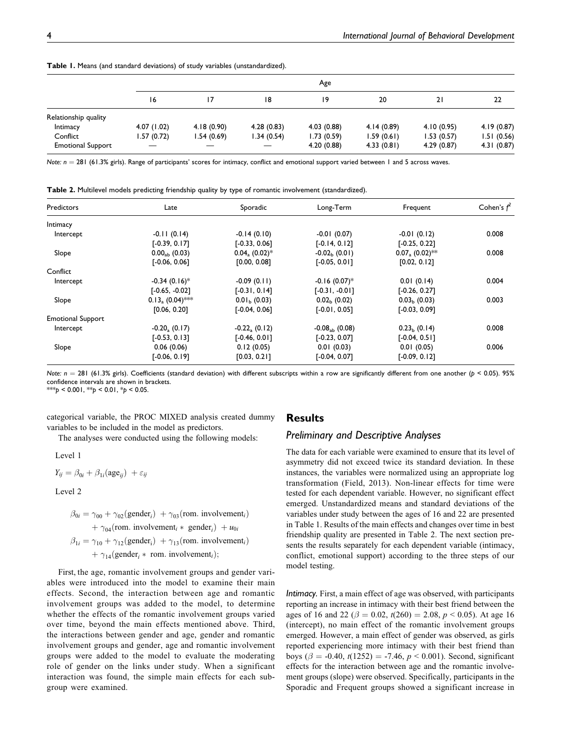**Table 1.** Means (and standard deviations) of study variables (unstandardized).

| | Age | | | | | | |
|---|---|---|---|---|---|---|---|
| | 16 | 17 | 18 | 19 | 20 | 21 | 22 |
| Relationship quality | | | | | | | |
| Intimacy | 4.07 (1.02) | 4.18 (0.90) | 4.28 (0.83) | 4.03 (0.88) | 4.14 (0.89) | 4.10 (0.95) | 4.19 (0.87) |
| Conflict | 1.57 (0.72) | 1.54 (0.69) | 1.34 (0.54) | 1.73 (0.59) | 1.59 (0.61) | 1.53 (0.57) | 1.51 (0.56) |
| Emotional Support | — | — | — | 4.20 (0.88) | 4.33 (0.81) | 4.29 (0.87) | 4.31 (0.87) |

*Note:* $n = 281$ (61.3% girls). Range of participants' scores for intimacy, conflict and emotional support varied between 1 and 5 across waves.

**Table 2.** Multilevel models predicting friendship quality by type of romantic involvement (standardized).

| Predictors | Late | Sporadic | Long-Term | Frequent | Cohen's $f^2$ |
|---|---|---|---|---|---|
| Intimacy | | | | | |
| Intercept | -0.11 (0.14) [-0.39, 0.17] | -0.14 (0.10) [-0.33, 0.06] | -0.01 (0.07) [-0.14, 0.12] | -0.01 (0.12) [-0.25, 0.22] | 0.008 |
| Slope | $0.00_{ab}$ (0.03) [-0.06, 0.06] | $0.04_{a}$ (0.02)* [0.00, 0.08] | $-0.02_{b}$ (0.01) [-0.05, 0.01] | $0.07_{a}$ (0.02)** [0.02, 0.12] | 0.008 |
| Conflict | | | | | |
| Intercept | -0.34 (0.16)* [-0.65, -0.02] | -0.09 (0.11) [-0.31, 0.14] | -0.16 (0.07)* [-0.31, -0.01] | 0.01 (0.14) [-0.26, 0.27] | 0.004 |
| Slope | $0.13_{a}$ (0.04)*** [0.06, 0.20] | $0.01_{b}$ (0.03) [-0.04, 0.06] | $0.02_{b}$ (0.02) [-0.01, 0.05] | $0.03_{b}$ (0.03) [-0.03, 0.09] | 0.003 |
| Emotional Support | | | | | |
| Intercept | $-0.20_{a}$ (0.17) [-0.53, 0.13] | $-0.22_{a}$ (0.12) [-0.46, 0.01] | $-0.08_{ab}$ (0.08) [-0.23, 0.07] | $0.23_{b}$ (0.14) [-0.04, 0.51] | 0.008 |
| Slope | 0.06 (0.06) [-0.06, 0.19] | 0.12 (0.05) [0.03, 0.21] | 0.01 (0.03) [-0.04, 0.07] | 0.01 (0.05) [-0.09, 0.12] | 0.006 |

*Note:* $n = 281$ (61.3% girls). Coefficients (standard deviation) with different subscripts within a row are significantly different from one another ($p < 0.05$). 95% confidence intervals are shown in brackets.
***$p < 0.001$, **$p < 0.01$, *$p < 0.05$.

categorical variable, the PROC MIXED analysis created dummy variables to be included in the model as predictors.

The analyses were conducted using the following models:

Level 1

$$Y_{ij} = \beta_{0i} + \beta_{1i}(\text{age}_{ij}) + \varepsilon_{ij}$$

Level 2

$$\beta_{0i} = \gamma_{00} + \gamma_{02}(\text{gender}_i) + \gamma_{03}(\text{rom. involvement}_i) + \gamma_{04}(\text{rom. involvement}_i * \text{gender}_i) + u_{0i}$$

$$\beta_{1i} = \gamma_{10} + \gamma_{12}(\text{gender}_i) + \gamma_{13}(\text{rom. involvement}_i) + \gamma_{14}(\text{gender}_i * \text{rom. involvement}_i);$$

First, the age, romantic involvement groups and gender variables were introduced into the model to examine their main effects. Second, the interaction between age and romantic involvement groups was added to the model, to determine whether the effects of the romantic involvement groups varied over time, beyond the main effects mentioned above. Third, the interactions between gender and age, gender and romantic involvement groups and gender, age and romantic involvement groups were added to the model to evaluate the moderating role of gender on the links under study. When a significant interaction was found, the simple main effects for each subgroup were examined.

# Results

## Preliminary and Descriptive Analyses

The data for each variable were examined to ensure that its level of asymmetry did not exceed twice its standard deviation. In these instances, the variables were normalized using an appropriate log transformation (Field, 2013). Non-linear effects for time were tested for each dependent variable. However, no significant effect emerged. Unstandardized means and standard deviations of the variables under study between the ages of 16 and 22 are presented in Table 1. Results of the main effects and changes over time in best friendship quality are presented in Table 2. The next section presents the results separately for each dependent variable (intimacy, conflict, emotional support) according to the three steps of our model testing.

*Intimacy.* First, a main effect of age was observed, with participants reporting an increase in intimacy with their best friend between the ages of 16 and 22 ($\beta = 0.02$, $t(260) = 2.08$, $p < 0.05$). At age 16 (intercept), no main effect of the romantic involvement groups emerged. However, a main effect of gender was observed, as girls reported experiencing more intimacy with their best friend than boys ($\beta = -0.40$, $t(1252) = -7.46$, $p < 0.001$). Second, significant effects for the interaction between age and the romantic involvement groups (slope) were observed. Specifically, participants in the Sporadic and Frequent groups showed a significant increase in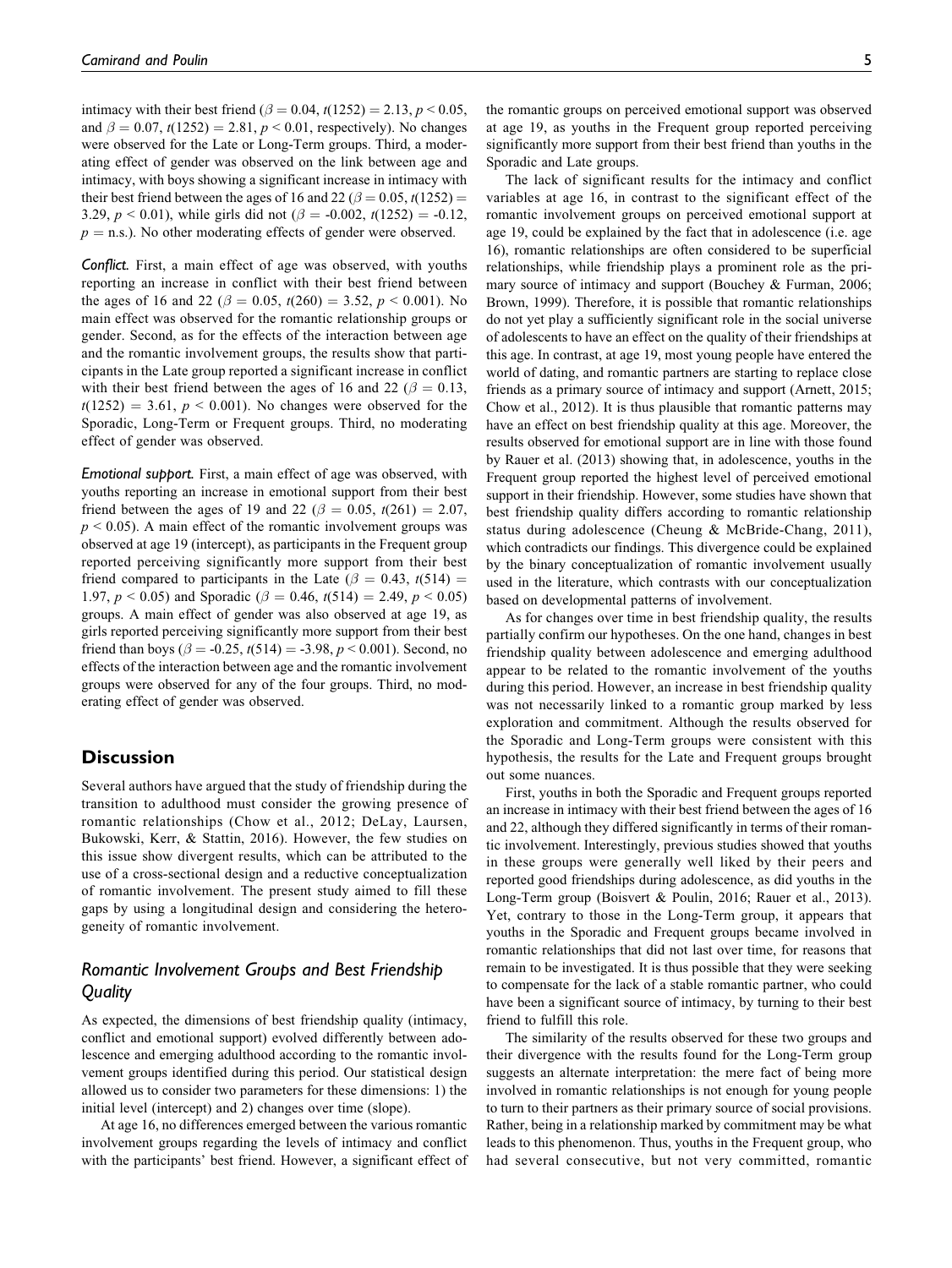intimacy with their best friend ($\beta = 0.04$, $t(1252) = 2.13$, $p < 0.05$, and $\beta = 0.07$, $t(1252) = 2.81$, $p < 0.01$, respectively). No changes were observed for the Late or Long-Term groups. Third, a moderating effect of gender was observed on the link between age and intimacy, with boys showing a significant increase in intimacy with their best friend between the ages of 16 and 22 ($\beta = 0.05$, $t(1252) = 3.29$, $p < 0.01$), while girls did not ($\beta = -0.002$, $t(1252) = -0.12$, $p =$ n.s.). No other moderating effects of gender were observed.

*Conflict.* First, a main effect of age was observed, with youths reporting an increase in conflict with their best friend between the ages of 16 and 22 ($\beta = 0.05$, $t(260) = 3.52$, $p < 0.001$). No main effect was observed for the romantic relationship groups or gender. Second, as for the effects of the interaction between age and the romantic involvement groups, the results show that participants in the Late group reported a significant increase in conflict with their best friend between the ages of 16 and 22 ($\beta = 0.13$, $t(1252) = 3.61$, $p < 0.001$). No changes were observed for the Sporadic, Long-Term or Frequent groups. Third, no moderating effect of gender was observed.

*Emotional support.* First, a main effect of age was observed, with youths reporting an increase in emotional support from their best friend between the ages of 19 and 22 ($\beta = 0.05$, $t(261) = 2.07$, $p < 0.05$). A main effect of the romantic involvement groups was observed at age 19 (intercept), as participants in the Frequent group reported perceiving significantly more support from their best friend compared to participants in the Late ($\beta = 0.43$, $t(514) = 1.97$, $p < 0.05$) and Sporadic ($\beta = 0.46$, $t(514) = 2.49$, $p < 0.05$) groups. A main effect of gender was also observed at age 19, as girls reported perceiving significantly more support from their best friend than boys ($\beta = -0.25$, $t(514) = -3.98$, $p < 0.001$). Second, no effects of the interaction between age and the romantic involvement groups were observed for any of the four groups. Third, no moderating effect of gender was observed.

## Discussion

Several authors have argued that the study of friendship during the transition to adulthood must consider the growing presence of romantic relationships (Chow et al., 2012; DeLay, Laursen, Bukowski, Kerr, & Stattin, 2016). However, the few studies on this issue show divergent results, which can be attributed to the use of a cross-sectional design and a reductive conceptualization of romantic involvement. The present study aimed to fill these gaps by using a longitudinal design and considering the heterogeneity of romantic involvement.

### Romantic Involvement Groups and Best Friendship Quality

As expected, the dimensions of best friendship quality (intimacy, conflict and emotional support) evolved differently between adolescence and emerging adulthood according to the romantic involvement groups identified during this period. Our statistical design allowed us to consider two parameters for these dimensions: 1) the initial level (intercept) and 2) changes over time (slope).

At age 16, no differences emerged between the various romantic involvement groups regarding the levels of intimacy and conflict with the participants' best friend. However, a significant effect of the romantic groups on perceived emotional support was observed at age 19, as youths in the Frequent group reported perceiving significantly more support from their best friend than youths in the Sporadic and Late groups.

The lack of significant results for the intimacy and conflict variables at age 16, in contrast to the significant effect of the romantic involvement groups on perceived emotional support at age 19, could be explained by the fact that in adolescence (i.e. age 16), romantic relationships are often considered to be superficial relationships, while friendship plays a prominent role as the primary source of intimacy and support (Bouchey & Furman, 2006; Brown, 1999). Therefore, it is possible that romantic relationships do not yet play a sufficiently significant role in the social universe of adolescents to have an effect on the quality of their friendships at this age. In contrast, at age 19, most young people have entered the world of dating, and romantic partners are starting to replace close friends as a primary source of intimacy and support (Arnett, 2015; Chow et al., 2012). It is thus plausible that romantic patterns may have an effect on best friendship quality at this age. Moreover, the results observed for emotional support are in line with those found by Rauer et al. (2013) showing that, in adolescence, youths in the Frequent group reported the highest level of perceived emotional support in their friendship. However, some studies have shown that best friendship quality differs according to romantic relationship status during adolescence (Cheung & McBride-Chang, 2011), which contradicts our findings. This divergence could be explained by the binary conceptualization of romantic involvement usually used in the literature, which contrasts with our conceptualization based on developmental patterns of involvement.

As for changes over time in best friendship quality, the results partially confirm our hypotheses. On the one hand, changes in best friendship quality between adolescence and emerging adulthood appear to be related to the romantic involvement of the youths during this period. However, an increase in best friendship quality was not necessarily linked to a romantic group marked by less exploration and commitment. Although the results observed for the Sporadic and Long-Term groups were consistent with this hypothesis, the results for the Late and Frequent groups brought out some nuances.

First, youths in both the Sporadic and Frequent groups reported an increase in intimacy with their best friend between the ages of 16 and 22, although they differed significantly in terms of their romantic involvement. Interestingly, previous studies showed that youths in these groups were generally well liked by their peers and reported good friendships during adolescence, as did youths in the Long-Term group (Boisvert & Poulin, 2016; Rauer et al., 2013). Yet, contrary to those in the Long-Term group, it appears that youths in the Sporadic and Frequent groups became involved in romantic relationships that did not last over time, for reasons that remain to be investigated. It is thus possible that they were seeking to compensate for the lack of a stable romantic partner, who could have been a significant source of intimacy, by turning to their best friend to fulfill this role.

The similarity of the results observed for these two groups and their divergence with the results found for the Long-Term group suggests an alternate interpretation: the mere fact of being more involved in romantic relationships is not enough for young people to turn to their partners as their primary source of social provisions. Rather, being in a relationship marked by commitment may be what leads to this phenomenon. Thus, youths in the Frequent group, who had several consecutive, but not very committed, romantic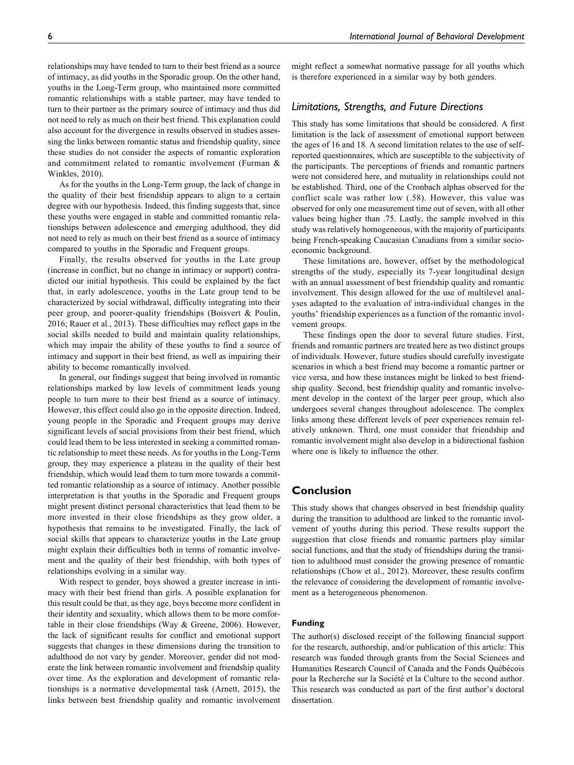relationships may have tended to turn to their best friend as a source of intimacy, as did youths in the Sporadic group. On the other hand, youths in the Long-Term group, who maintained more committed romantic relationships with a stable partner, may have tended to turn to their partner as the primary source of intimacy and thus did not need to rely as much on their best friend. This explanation could also account for the divergence in results observed in studies assessing the links between romantic status and friendship quality, since these studies do not consider the aspects of romantic exploration and commitment related to romantic involvement (Furman & Winkles, 2010).

As for the youths in the Long-Term group, the lack of change in the quality of their best friendship appears to align to a certain degree with our hypothesis. Indeed, this finding suggests that, since these youths were engaged in stable and committed romantic relationships between adolescence and emerging adulthood, they did not need to rely as much on their best friend as a source of intimacy compared to youths in the Sporadic and Frequent groups.

Finally, the results observed for youths in the Late group (increase in conflict, but no change in intimacy or support) contradicted our initial hypothesis. This could be explained by the fact that, in early adolescence, youths in the Late group tend to be characterized by social withdrawal, difficulty integrating into their peer group, and poorer-quality friendships (Boisvert & Poulin, 2016; Rauer et al., 2013). These difficulties may reflect gaps in the social skills needed to build and maintain quality relationships, which may impair the ability of these youths to find a source of intimacy and support in their best friend, as well as impairing their ability to become romantically involved.

In general, our findings suggest that being involved in romantic relationships marked by low levels of commitment leads young people to turn more to their best friend as a source of intimacy. However, this effect could also go in the opposite direction. Indeed, young people in the Sporadic and Frequent groups may derive significant levels of social provisions from their best friend, which could lead them to be less interested in seeking a committed romantic relationship to meet these needs. As for youths in the Long-Term group, they may experience a plateau in the quality of their best friendship, which would lead them to turn more towards a committed romantic relationship as a source of intimacy. Another possible interpretation is that youths in the Sporadic and Frequent groups might present distinct personal characteristics that lead them to be more invested in their close friendships as they grow older, a hypothesis that remains to be investigated. Finally, the lack of social skills that appears to characterize youths in the Late group might explain their difficulties both in terms of romantic involvement and the quality of their best friendship, with both types of relationships evolving in a similar way.

With respect to gender, boys showed a greater increase in intimacy with their best friend than girls. A possible explanation for this result could be that, as they age, boys become more confident in their identity and sexuality, which allows them to be more comfortable in their close friendships (Way & Greene, 2006). However, the lack of significant results for conflict and emotional support suggests that changes in these dimensions during the transition to adulthood do not vary by gender. Moreover, gender did not moderate the link between romantic involvement and friendship quality over time. As the exploration and development of romantic relationships is a normative developmental task (Arnett, 2015), the links between best friendship quality and romantic involvement might reflect a somewhat normative passage for all youths which is therefore experienced in a similar way by both genders.

## *Limitations, Strengths, and Future Directions*

This study has some limitations that should be considered. A first limitation is the lack of assessment of emotional support between the ages of 16 and 18. A second limitation relates to the use of self-reported questionnaires, which are susceptible to the subjectivity of the participants. The perceptions of friends and romantic partners were not considered here, and mutuality in relationships could not be established. Third, one of the Cronbach alphas observed for the conflict scale was rather low (.58). However, this value was observed for only one measurement time out of seven, with all other values being higher than .75. Lastly, the sample involved in this study was relatively homogeneous, with the majority of participants being French-speaking Caucasian Canadians from a similar socio-economic background.

These limitations are, however, offset by the methodological strengths of the study, especially its 7-year longitudinal design with an annual assessment of best friendship quality and romantic involvement. This design allowed for the use of multilevel analyses adapted to the evaluation of intra-individual changes in the youths' friendship experiences as a function of the romantic involvement groups.

These findings open the door to several future studies. First, friends and romantic partners are treated here as two distinct groups of individuals. However, future studies should carefully investigate scenarios in which a best friend may become a romantic partner or vice versa, and how these instances might be linked to best friendship quality. Second, best friendship quality and romantic involvement develop in the context of the larger peer group, which also undergoes several changes throughout adolescence. The complex links among these different levels of peer experiences remain relatively unknown. Third, one must consider that friendship and romantic involvement might also develop in a bidirectional fashion where one is likely to influence the other.

# Conclusion

This study shows that changes observed in best friendship quality during the transition to adulthood are linked to the romantic involvement of youths during this period. These results support the suggestion that close friends and romantic partners play similar social functions, and that the study of friendships during the transition to adulthood must consider the growing presence of romantic relationships (Chow et al., 2012). Moreover, these results confirm the relevance of considering the development of romantic involvement as a heterogeneous phenomenon.

### Funding

The author(s) disclosed receipt of the following financial support for the research, authorship, and/or publication of this article: This research was funded through grants from the Social Sciences and Humanities Research Council of Canada and the Fonds Québécois pour la Recherche sur la Société et la Culture to the second author. This research was conducted as part of the first author's doctoral dissertation.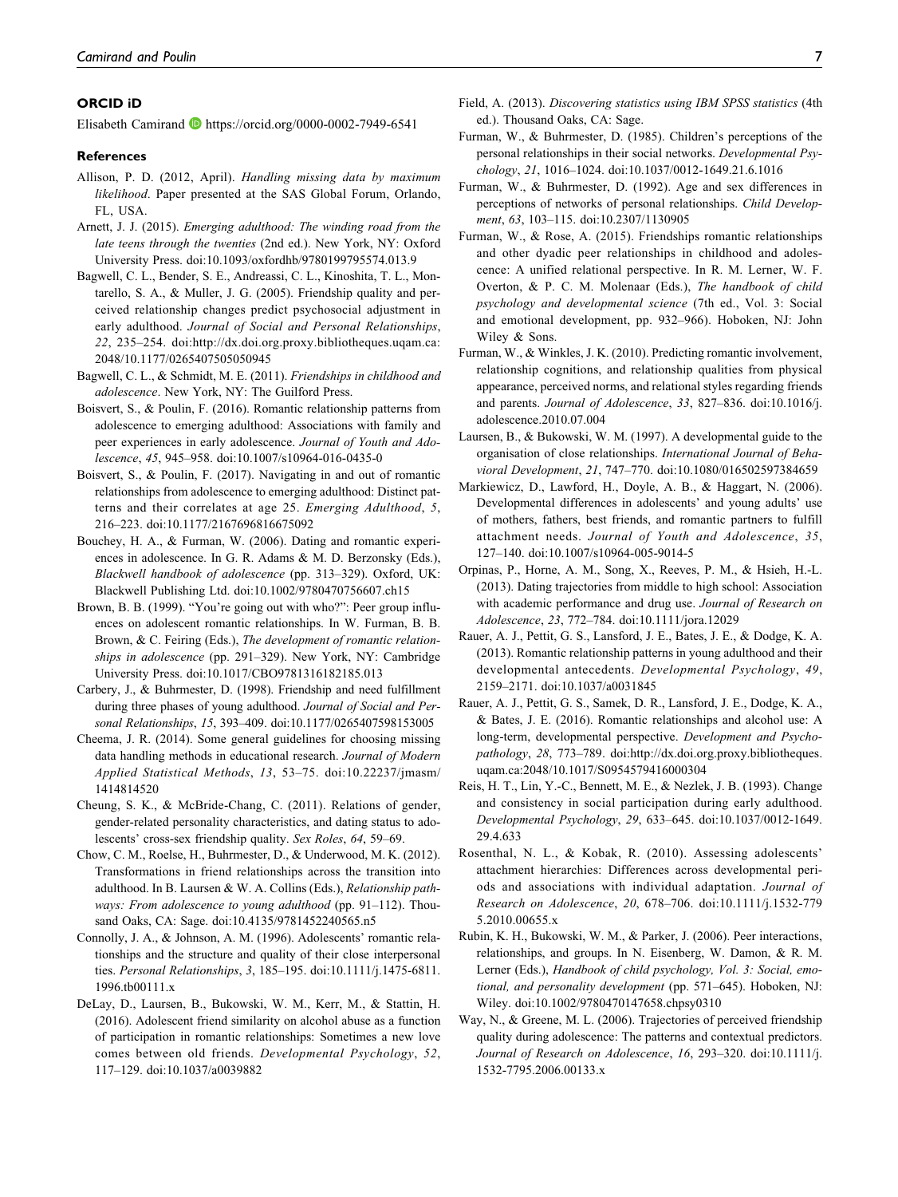## ORCID iD

Elisabeth Camirand https://orcid.org/0000-0002-7949-6541

## References

Allison, P. D. (2012, April). *Handling missing data by maximum likelihood*. Paper presented at the SAS Global Forum, Orlando, FL, USA.

Arnett, J. J. (2015). *Emerging adulthood: The winding road from the late teens through the twenties* (2nd ed.). New York, NY: Oxford University Press. doi:10.1093/oxfordhb/9780199795574.013.9

Bagwell, C. L., Bender, S. E., Andreassi, C. L., Kinoshita, T. L., Montarello, S. A., & Muller, J. G. (2005). Friendship quality and perceived relationship changes predict psychosocial adjustment in early adulthood. *Journal of Social and Personal Relationships*, *22*, 235–254. doi:http://dx.doi.org.proxy.bibliotheques.uqam.ca:2048/10.1177/0265407505050945

Bagwell, C. L., & Schmidt, M. E. (2011). *Friendships in childhood and adolescence*. New York, NY: The Guilford Press.

Boisvert, S., & Poulin, F. (2016). Romantic relationship patterns from adolescence to emerging adulthood: Associations with family and peer experiences in early adolescence. *Journal of Youth and Adolescence*, *45*, 945–958. doi:10.1007/s10964-016-0435-0

Boisvert, S., & Poulin, F. (2017). Navigating in and out of romantic relationships from adolescence to emerging adulthood: Distinct patterns and their correlates at age 25. *Emerging Adulthood*, *5*, 216–223. doi:10.1177/2167696816675092

Bouchey, H. A., & Furman, W. (2006). Dating and romantic experiences in adolescence. In G. R. Adams & M. D. Berzonsky (Eds.), *Blackwell handbook of adolescence* (pp. 313–329). Oxford, UK: Blackwell Publishing Ltd. doi:10.1002/9780470756607.ch15

Brown, B. B. (1999). "You're going out with who?": Peer group influences on adolescent romantic relationships. In W. Furman, B. B. Brown, & C. Feiring (Eds.), *The development of romantic relationships in adolescence* (pp. 291–329). New York, NY: Cambridge University Press. doi:10.1017/CBO9781316182185.013

Carbery, J., & Buhrmester, D. (1998). Friendship and need fulfillment during three phases of young adulthood. *Journal of Social and Personal Relationships*, *15*, 393–409. doi:10.1177/0265407598153005

Cheema, J. R. (2014). Some general guidelines for choosing missing data handling methods in educational research. *Journal of Modern Applied Statistical Methods*, *13*, 53–75. doi:10.22237/jmasm/1414814520

Cheung, S. K., & McBride-Chang, C. (2011). Relations of gender, gender-related personality characteristics, and dating status to adolescents' cross-sex friendship quality. *Sex Roles*, *64*, 59–69.

Chow, C. M., Roelse, H., Buhrmester, D., & Underwood, M. K. (2012). Transformations in friend relationships across the transition into adulthood. In B. Laursen & W. A. Collins (Eds.), *Relationship pathways: From adolescence to young adulthood* (pp. 91–112). Thousand Oaks, CA: Sage. doi:10.4135/9781452240565.n5

Connolly, J. A., & Johnson, A. M. (1996). Adolescents' romantic relationships and the structure and quality of their close interpersonal ties. *Personal Relationships*, *3*, 185–195. doi:10.1111/j.1475-6811.1996.tb00111.x

DeLay, D., Laursen, B., Bukowski, W. M., Kerr, M., & Stattin, H. (2016). Adolescent friend similarity on alcohol abuse as a function of participation in romantic relationships: Sometimes a new love comes between old friends. *Developmental Psychology*, *52*, 117–129. doi:10.1037/a0039882

Field, A. (2013). *Discovering statistics using IBM SPSS statistics* (4th ed.). Thousand Oaks, CA: Sage.

Furman, W., & Buhrmester, D. (1985). Children's perceptions of the personal relationships in their social networks. *Developmental Psychology*, *21*, 1016–1024. doi:10.1037/0012-1649.21.6.1016

Furman, W., & Buhrmester, D. (1992). Age and sex differences in perceptions of networks of personal relationships. *Child Development*, *63*, 103–115. doi:10.2307/1130905

Furman, W., & Rose, A. (2015). Friendships romantic relationships and other dyadic peer relationships in childhood and adolescence: A unified relational perspective. In R. M. Lerner, W. F. Overton, & P. C. M. Molenaar (Eds.), *The handbook of child psychology and developmental science* (7th ed., Vol. 3: Social and emotional development, pp. 932–966). Hoboken, NJ: John Wiley & Sons.

Furman, W., & Winkles, J. K. (2010). Predicting romantic involvement, relationship cognitions, and relationship qualities from physical appearance, perceived norms, and relational styles regarding friends and parents. *Journal of Adolescence*, *33*, 827–836. doi:10.1016/j.adolescence.2010.07.004

Laursen, B., & Bukowski, W. M. (1997). A developmental guide to the organisation of close relationships. *International Journal of Behavioral Development*, *21*, 747–770. doi:10.1080/016502597384659

Markiewicz, D., Lawford, H., Doyle, A. B., & Haggart, N. (2006). Developmental differences in adolescents' and young adults' use of mothers, fathers, best friends, and romantic partners to fulfill attachment needs. *Journal of Youth and Adolescence*, *35*, 127–140. doi:10.1007/s10964-005-9014-5

Orpinas, P., Horne, A. M., Song, X., Reeves, P. M., & Hsieh, H.-L. (2013). Dating trajectories from middle to high school: Association with academic performance and drug use. *Journal of Research on Adolescence*, *23*, 772–784. doi:10.1111/jora.12029

Rauer, A. J., Pettit, G. S., Lansford, J. E., Bates, J. E., & Dodge, K. A. (2013). Romantic relationship patterns in young adulthood and their developmental antecedents. *Developmental Psychology*, *49*, 2159–2171. doi:10.1037/a0031845

Rauer, A. J., Pettit, G. S., Samek, D. R., Lansford, J. E., Dodge, K. A., & Bates, J. E. (2016). Romantic relationships and alcohol use: A long-term, developmental perspective. *Development and Psychopathology*, *28*, 773–789. doi:http://dx.doi.org.proxy.bibliotheques.uqam.ca:2048/10.1017/S0954579416000304

Reis, H. T., Lin, Y.-C., Bennett, M. E., & Nezlek, J. B. (1993). Change and consistency in social participation during early adulthood. *Developmental Psychology*, *29*, 633–645. doi:10.1037/0012-1649.29.4.633

Rosenthal, N. L., & Kobak, R. (2010). Assessing adolescents' attachment hierarchies: Differences across developmental periods and associations with individual adaptation. *Journal of Research on Adolescence*, *20*, 678–706. doi:10.1111/j.1532-7795.2010.00655.x

Rubin, K. H., Bukowski, W. M., & Parker, J. (2006). Peer interactions, relationships, and groups. In N. Eisenberg, W. Damon, & R. M. Lerner (Eds.), *Handbook of child psychology, Vol. 3: Social, emotional, and personality development* (pp. 571–645). Hoboken, NJ: Wiley. doi:10.1002/9780470147658.chpsy0310

Way, N., & Greene, M. L. (2006). Trajectories of perceived friendship quality during adolescence: The patterns and contextual predictors. *Journal of Research on Adolescence*, *16*, 293–320. doi:10.1111/j.1532-7795.2006.00133.x